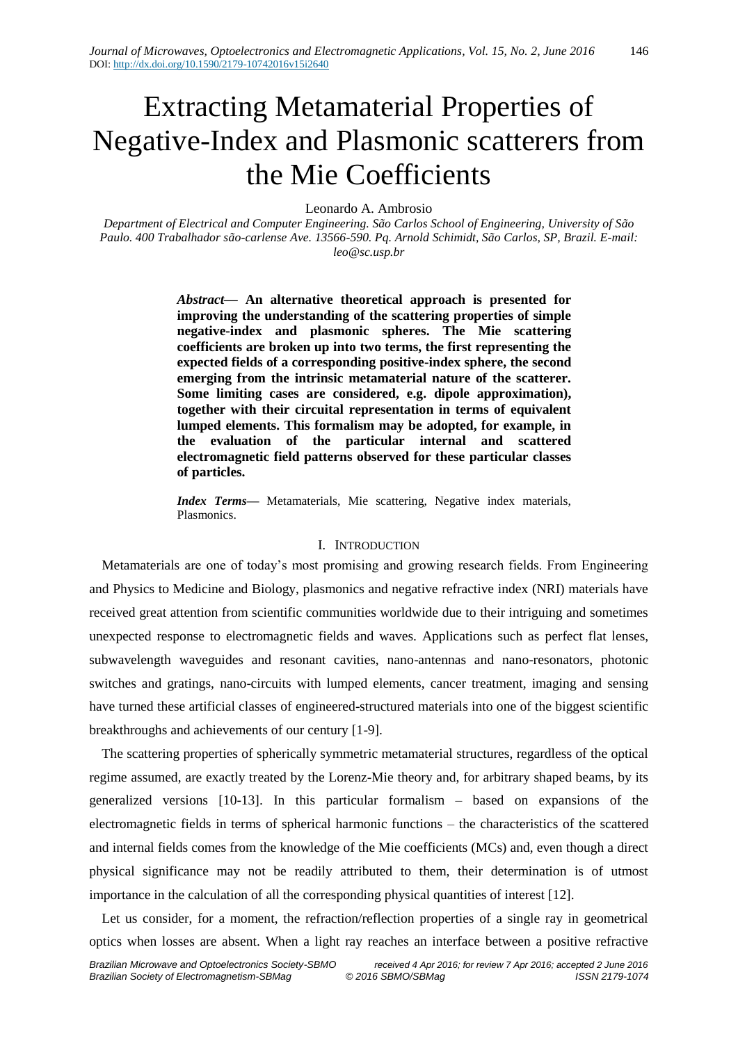# Extracting Metamaterial Properties of Negative-Index and Plasmonic scatterers from the Mie Coefficients

Leonardo A. Ambrosio

*Department of Electrical and Computer Engineering. São Carlos School of Engineering, University of São Paulo. 400 Trabalhador são-carlense Ave. 13566-590. Pq. Arnold Schimidt, São Carlos, SP, Brazil. E-mail: leo@sc.usp.br*

***Abstract*— An alternative theoretical approach is presented for improving the understanding of the scattering properties of simple negative-index and plasmonic spheres. The Mie scattering coefficients are broken up into two terms, the first representing the expected fields of a corresponding positive-index sphere, the second emerging from the intrinsic metamaterial nature of the scatterer. Some limiting cases are considered, e.g. dipole approximation), together with their circuital representation in terms of equivalent lumped elements. This formalism may be adopted, for example, in the evaluation of the particular internal and scattered electromagnetic field patterns observed for these particular classes of particles.**

***Index Terms*—** Metamaterials, Mie scattering, Negative index materials, Plasmonics.

## I. INTRODUCTION

Metamaterials are one of today's most promising and growing research fields. From Engineering and Physics to Medicine and Biology, plasmonics and negative refractive index (NRI) materials have received great attention from scientific communities worldwide due to their intriguing and sometimes unexpected response to electromagnetic fields and waves. Applications such as perfect flat lenses, subwavelength waveguides and resonant cavities, nano-antennas and nano-resonators, photonic switches and gratings, nano-circuits with lumped elements, cancer treatment, imaging and sensing have turned these artificial classes of engineered-structured materials into one of the biggest scientific breakthroughs and achievements of our century [1-9].

The scattering properties of spherically symmetric metamaterial structures, regardless of the optical regime assumed, are exactly treated by the Lorenz-Mie theory and, for arbitrary shaped beams, by its generalized versions [10-13]. In this particular formalism – based on expansions of the electromagnetic fields in terms of spherical harmonic functions – the characteristics of the scattered and internal fields comes from the knowledge of the Mie coefficients (MCs) and, even though a direct physical significance may not be readily attributed to them, their determination is of utmost importance in the calculation of all the corresponding physical quantities of interest [12].

Let us consider, for a moment, the refraction/reflection properties of a single ray in geometrical optics when losses are absent. When a light ray reaches an interface between a positive refractive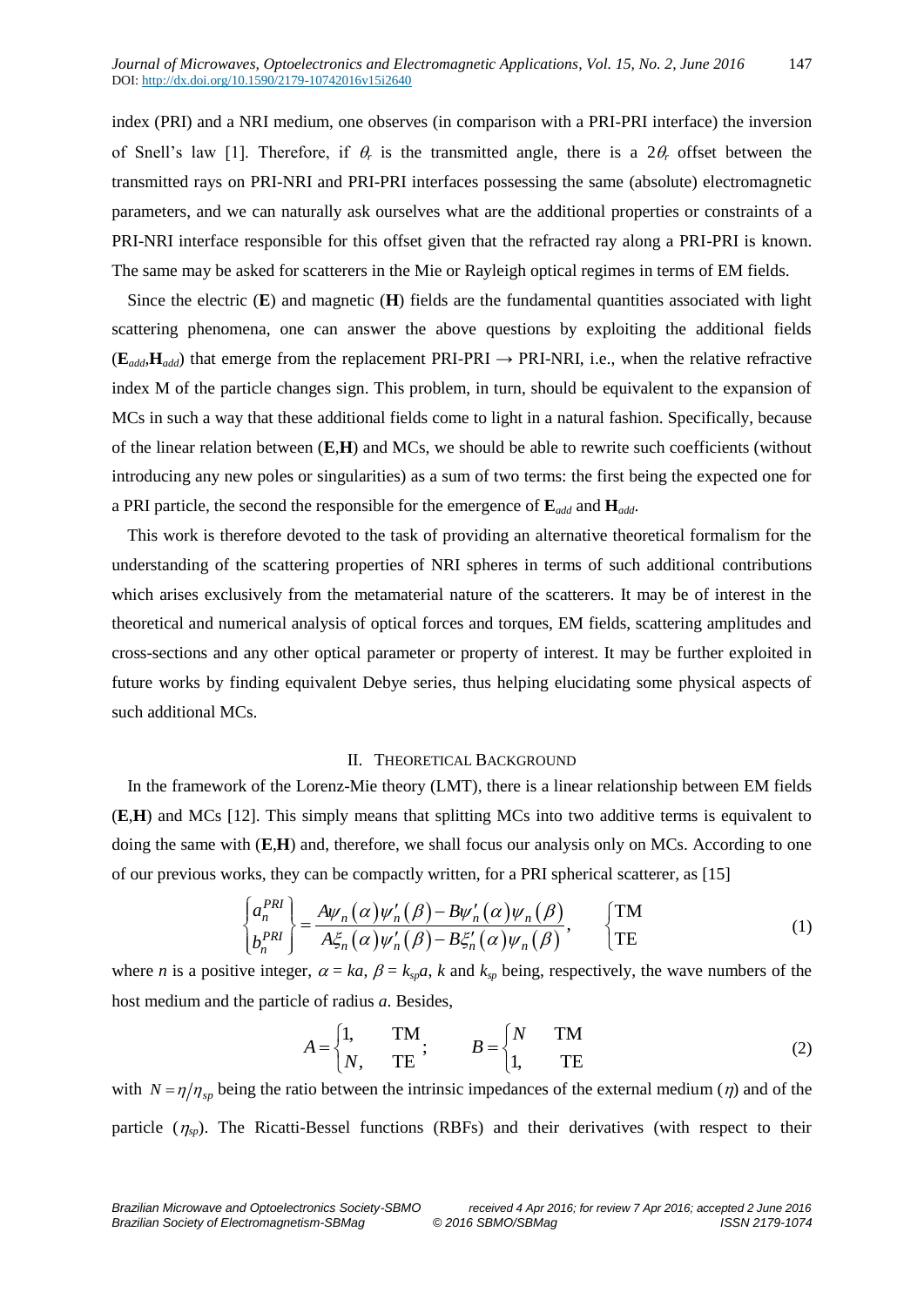index (PRI) and a NRI medium, one observes (in comparison with a PRI-PRI interface) the inversion of Snell's law [1]. Therefore, if $\theta_r$ is the transmitted angle, there is a $2\theta_r$ offset between the transmitted rays on PRI-NRI and PRI-PRI interfaces possessing the same (absolute) electromagnetic parameters, and we can naturally ask ourselves what are the additional properties or constraints of a PRI-NRI interface responsible for this offset given that the refracted ray along a PRI-PRI is known. The same may be asked for scatterers in the Mie or Rayleigh optical regimes in terms of EM fields.

Since the electric (**E**) and magnetic (**H**) fields are the fundamental quantities associated with light scattering phenomena, one can answer the above questions by exploiting the additional fields ($\mathbf{E}_{add}$,$\mathbf{H}_{add}$) that emerge from the replacement PRI-PRI → PRI-NRI, i.e., when the relative refractive index M of the particle changes sign. This problem, in turn, should be equivalent to the expansion of MCs in such a way that these additional fields come to light in a natural fashion. Specifically, because of the linear relation between (**E**,**H**) and MCs, we should be able to rewrite such coefficients (without introducing any new poles or singularities) as a sum of two terms: the first being the expected one for a PRI particle, the second the responsible for the emergence of $\mathbf{E}_{add}$ and $\mathbf{H}_{add}$.

This work is therefore devoted to the task of providing an alternative theoretical formalism for the understanding of the scattering properties of NRI spheres in terms of such additional contributions which arises exclusively from the metamaterial nature of the scatterers. It may be of interest in the theoretical and numerical analysis of optical forces and torques, EM fields, scattering amplitudes and cross-sections and any other optical parameter or property of interest. It may be further exploited in future works by finding equivalent Debye series, thus helping elucidating some physical aspects of such additional MCs.

## II. Theoretical Background

In the framework of the Lorenz-Mie theory (LMT), there is a linear relationship between EM fields (**E**,**H**) and MCs [12]. This simply means that splitting MCs into two additive terms is equivalent to doing the same with (**E**,**H**) and, therefore, we shall focus our analysis only on MCs. According to one of our previous works, they can be compactly written, for a PRI spherical scatterer, as [15]

$$\begin{Bmatrix} a_n^{PRI} \\ b_n^{PRI} \end{Bmatrix} = \frac{A\psi_n(\alpha)\psi_n'(\beta) - B\psi_n'(\alpha)\psi_n(\beta)}{A\xi_n(\alpha)\psi_n'(\beta) - B\xi_n'(\alpha)\psi_n(\beta)}, \qquad \begin{cases} \text{TM} \\ \text{TE} \end{cases} \tag{1}$$

where $n$ is a positive integer, $\alpha = ka$, $\beta = k_{sp}a$, $k$ and $k_{sp}$ being, respectively, the wave numbers of the host medium and the particle of radius $a$. Besides,

$$A = \begin{cases} 1, & \text{TM} \\ N, & \text{TE} \end{cases}; \qquad B = \begin{cases} N & \text{TM} \\ 1, & \text{TE} \end{cases} \tag{2}$$

with $N = \eta/\eta_{sp}$ being the ratio between the intrinsic impedances of the external medium ($\eta$) and of the particle ($\eta_{sp}$). The Ricatti-Bessel functions (RBFs) and their derivatives (with respect to their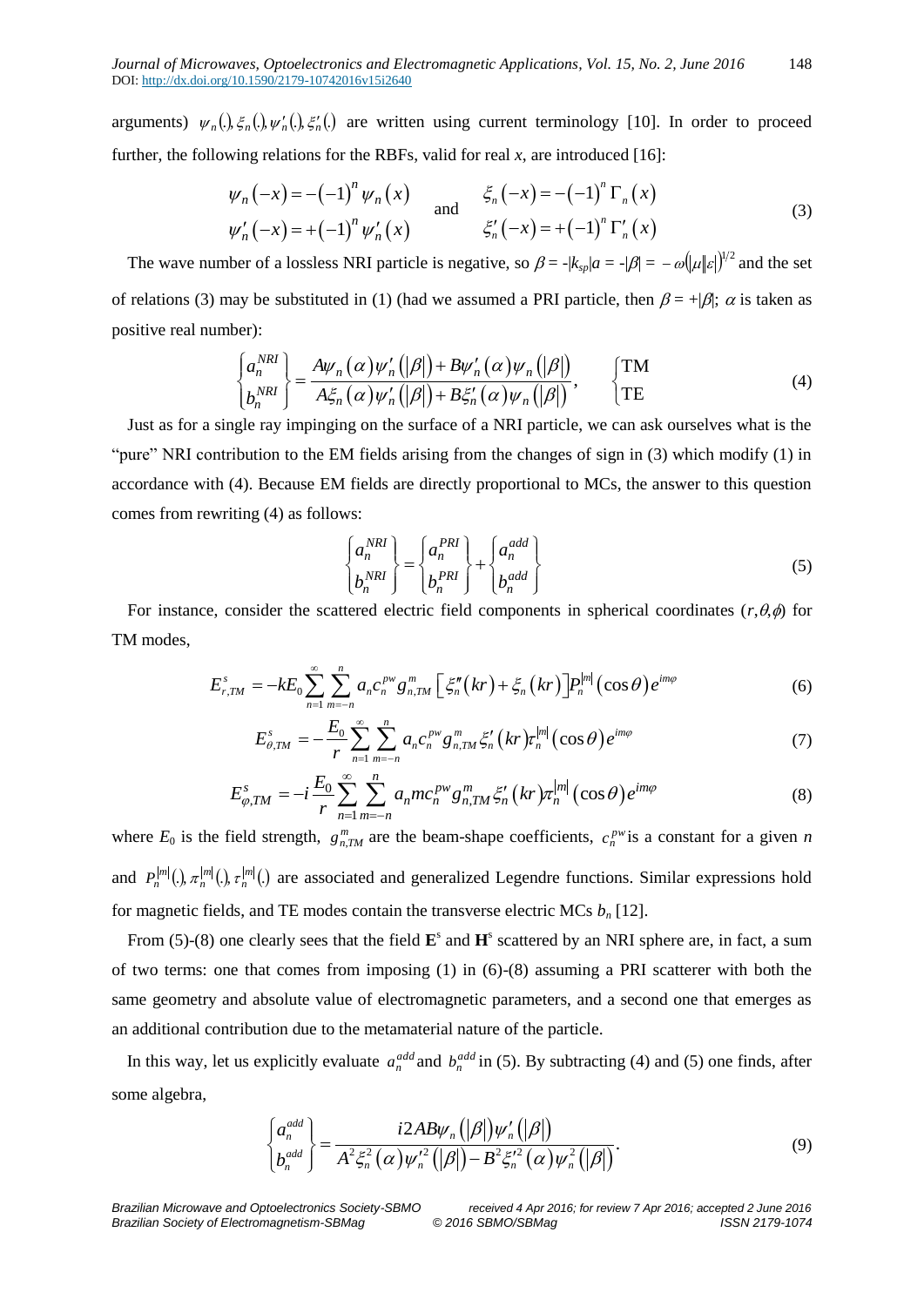arguments) $\psi_n(.), \xi_n(.), \psi'_n(.), \xi'_n(.)$ are written using current terminology [10]. In order to proceed further, the following relations for the RBFs, valid for real $x$, are introduced [16]:

$$\begin{aligned} \psi_n(-x) &= -(-1)^n \psi_n(x) \\ \psi'_n(-x) &= +(-1)^n \psi'_n(x) \end{aligned} \quad \text{and} \quad \begin{aligned} \xi_n(-x) &= -(-1)^n \Gamma_n(x) \\ \xi'_n(-x) &= +(-1)^n \Gamma'_n(x) \end{aligned} \tag{3}$$

The wave number of a lossless NRI particle is negative, so $\beta = -|k_{sp}|a = -|\beta| = -\omega(|\mu||\varepsilon|)^{1/2}$ and the set of relations (3) may be substituted in (1) (had we assumed a PRI particle, then $\beta = +|\beta|$; $\alpha$ is taken as positive real number):

$$\begin{Bmatrix} a_n^{NRI} \\ b_n^{NRI} \end{Bmatrix} = \frac{A\psi_n(\alpha)\psi'_n(|\beta|) + B\psi'_n(\alpha)\psi_n(|\beta|)}{A\xi_n(\alpha)\psi'_n(|\beta|) + B\xi'_n(\alpha)\psi_n(|\beta|)}, \qquad \begin{cases} \text{TM} \\ \text{TE} \end{cases} \tag{4}$$

Just as for a single ray impinging on the surface of a NRI particle, we can ask ourselves what is the "pure" NRI contribution to the EM fields arising from the changes of sign in (3) which modify (1) in accordance with (4). Because EM fields are directly proportional to MCs, the answer to this question comes from rewriting (4) as follows:

$$\begin{Bmatrix} a_n^{NRI} \\ b_n^{NRI} \end{Bmatrix} = \begin{Bmatrix} a_n^{PRI} \\ b_n^{PRI} \end{Bmatrix} + \begin{Bmatrix} a_n^{add} \\ b_n^{add} \end{Bmatrix} \tag{5}$$

For instance, consider the scattered electric field components in spherical coordinates $(r,\theta,\phi)$ for TM modes,

$$E_{r,TM}^s = -kE_0 \sum_{n=1}^{\infty} \sum_{m=-n}^{n} a_n c_n^{pw} g_{n,TM}^m \left[\xi''_n(kr) + \xi_n(kr)\right] P_n^{|m|}(\cos\theta) e^{im\varphi} \tag{6}$$

$$E_{\theta,TM}^s = -\frac{E_0}{r} \sum_{n=1}^{\infty} \sum_{m=-n}^{n} a_n c_n^{pw} g_{n,TM}^m \xi'_n(kr) \tau_n^{|m|}(\cos\theta) e^{im\varphi} \tag{7}$$

$$E_{\varphi,TM}^s = -i\frac{E_0}{r} \sum_{n=1}^{\infty} \sum_{m=-n}^{n} a_n m c_n^{pw} g_{n,TM}^m \xi'_n(kr) \pi_n^{|m|}(\cos\theta) e^{im\varphi} \tag{8}$$

where $E_0$ is the field strength, $g_{n,TM}^m$ are the beam-shape coefficients, $c_n^{pw}$ is a constant for a given $n$ and $P_n^{|m|}(.), \pi_n^{|m|}(.), \tau_n^{|m|}(.)$ are associated and generalized Legendre functions. Similar expressions hold for magnetic fields, and TE modes contain the transverse electric MCs $b_n$ [12].

From (5)-(8) one clearly sees that the field $\mathbf{E}^s$ and $\mathbf{H}^s$ scattered by an NRI sphere are, in fact, a sum of two terms: one that comes from imposing (1) in (6)-(8) assuming a PRI scatterer with both the same geometry and absolute value of electromagnetic parameters, and a second one that emerges as an additional contribution due to the metamaterial nature of the particle.

In this way, let us explicitly evaluate $a_n^{add}$ and $b_n^{add}$ in (5). By subtracting (4) and (5) one finds, after some algebra,

$$\begin{Bmatrix} a_n^{add} \\ b_n^{add} \end{Bmatrix} = \frac{i2AB\psi_n(|\beta|)\psi'_n(|\beta|)}{A^2\xi_n^2(\alpha)\psi_n'^2(|\beta|) - B^2\xi_n'^2(\alpha)\psi_n^2(|\beta|)}. \tag{9}$$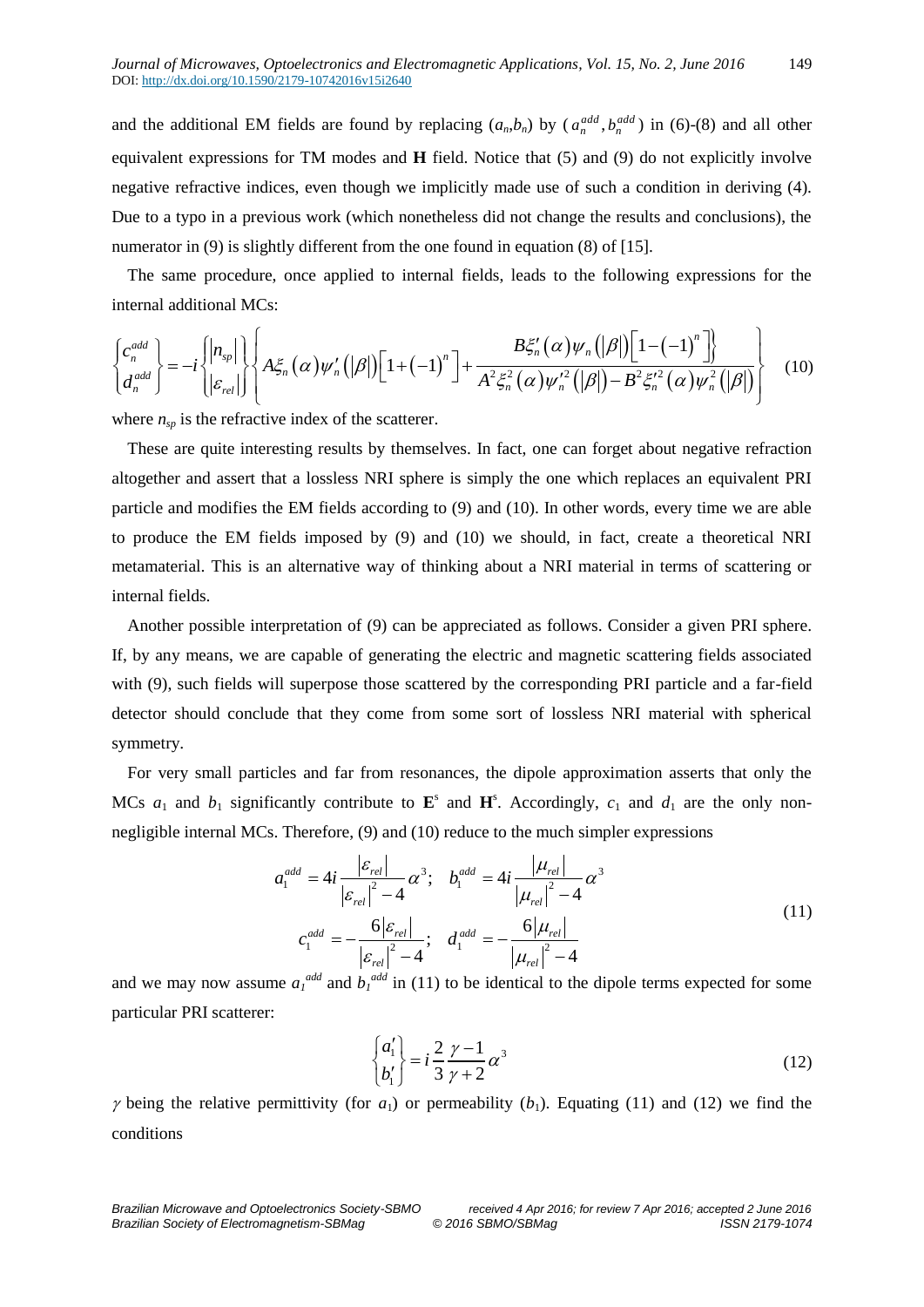and the additional EM fields are found by replacing ($a_n$,$b_n$) by ($a_n^{add}, b_n^{add}$) in (6)-(8) and all other equivalent expressions for TM modes and **H** field. Notice that (5) and (9) do not explicitly involve negative refractive indices, even though we implicitly made use of such a condition in deriving (4). Due to a typo in a previous work (which nonetheless did not change the results and conclusions), the numerator in (9) is slightly different from the one found in equation (8) of [15].

The same procedure, once applied to internal fields, leads to the following expressions for the internal additional MCs:

$$\begin{Bmatrix} c_n^{add} \\ d_n^{add} \end{Bmatrix} = -i \begin{Bmatrix} |n_{sp}| \\ |\varepsilon_{rel}| \end{Bmatrix} \left\{ \frac{A\xi_n(\alpha)\psi_n'(|\beta|)\left[1+(-1)^n\right] + B\xi_n'(\alpha)\psi_n(|\beta|)\left[1-(-1)^n\right]}{A^2\xi_n^2(\alpha)\psi_n'^2(|\beta|) - B^2\xi_n'^2(\alpha)\psi_n^2(|\beta|)} \right\} \quad (10)$$

where $n_{sp}$ is the refractive index of the scatterer.

These are quite interesting results by themselves. In fact, one can forget about negative refraction altogether and assert that a lossless NRI sphere is simply the one which replaces an equivalent PRI particle and modifies the EM fields according to (9) and (10). In other words, every time we are able to produce the EM fields imposed by (9) and (10) we should, in fact, create a theoretical NRI metamaterial. This is an alternative way of thinking about a NRI material in terms of scattering or internal fields.

Another possible interpretation of (9) can be appreciated as follows. Consider a given PRI sphere. If, by any means, we are capable of generating the electric and magnetic scattering fields associated with (9), such fields will superpose those scattered by the corresponding PRI particle and a far-field detector should conclude that they come from some sort of lossless NRI material with spherical symmetry.

For very small particles and far from resonances, the dipole approximation asserts that only the MCs $a_1$ and $b_1$ significantly contribute to $\mathbf{E}^s$ and $\mathbf{H}^s$. Accordingly, $c_1$ and $d_1$ are the only non-negligible internal MCs. Therefore, (9) and (10) reduce to the much simpler expressions

$$\begin{aligned} a_1^{add} &= 4i\frac{|\varepsilon_{rel}|}{|\varepsilon_{rel}|^2-4}\alpha^3; \quad b_1^{add} = 4i\frac{|\mu_{rel}|}{|\mu_{rel}|^2-4}\alpha^3 \\ c_1^{add} &= -\frac{6|\varepsilon_{rel}|}{|\varepsilon_{rel}|^2-4}; \quad d_1^{add} = -\frac{6|\mu_{rel}|}{|\mu_{rel}|^2-4} \end{aligned} \quad (11)$$

and we may now assume $a_1^{add}$ and $b_1^{add}$ in (11) to be identical to the dipole terms expected for some particular PRI scatterer:

$$\begin{Bmatrix} a_1' \\ b_1' \end{Bmatrix} = i\frac{2}{3}\frac{\gamma-1}{\gamma+2}\alpha^3 \quad (12)$$

$\gamma$ being the relative permittivity (for $a_1$) or permeability ($b_1$). Equating (11) and (12) we find the conditions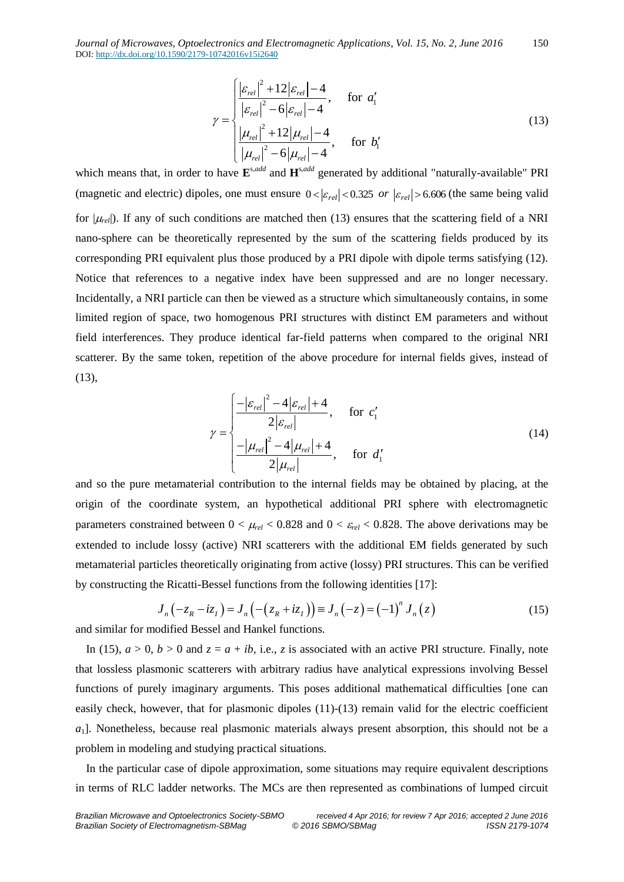$$\gamma = \begin{cases} \dfrac{|\varepsilon_{rel}|^2 + 12|\varepsilon_{rel}| - 4}{|\varepsilon_{rel}|^2 - 6|\varepsilon_{rel}| - 4}, & \text{for } a_1' \\ \dfrac{|\mu_{rel}|^2 + 12|\mu_{rel}| - 4}{|\mu_{rel}|^2 - 6|\mu_{rel}| - 4}, & \text{for } b_1' \end{cases} \tag{13}$$

which means that, in order to have $\mathbf{E}^{s,add}$ and $\mathbf{H}^{s,add}$ generated by additional "naturally-available" PRI (magnetic and electric) dipoles, one must ensure $0 < |\varepsilon_{rel}| < 0.325$ *or* $|\varepsilon_{rel}| > 6.606$ (the same being valid for $|\mu_{rel}|$). If any of such conditions are matched then (13) ensures that the scattering field of a NRI nano-sphere can be theoretically represented by the sum of the scattering fields produced by its corresponding PRI equivalent plus those produced by a PRI dipole with dipole terms satisfying (12). Notice that references to a negative index have been suppressed and are no longer necessary. Incidentally, a NRI particle can then be viewed as a structure which simultaneously contains, in some limited region of space, two homogenous PRI structures with distinct EM parameters and without field interferences. They produce identical far-field patterns when compared to the original NRI scatterer. By the same token, repetition of the above procedure for internal fields gives, instead of (13),

$$\gamma = \begin{cases} \dfrac{-|\varepsilon_{rel}|^2 - 4|\varepsilon_{rel}| + 4}{2|\varepsilon_{rel}|}, & \text{for } c_1' \\ \dfrac{-|\mu_{rel}|^2 - 4|\mu_{rel}| + 4}{2|\mu_{rel}|}, & \text{for } d_1' \end{cases} \tag{14}$$

and so the pure metamaterial contribution to the internal fields may be obtained by placing, at the origin of the coordinate system, an hypothetical additional PRI sphere with electromagnetic parameters constrained between $0 < \mu_{rel} < 0.828$ and $0 < \varepsilon_{rel} < 0.828$. The above derivations may be extended to include lossy (active) NRI scatterers with the additional EM fields generated by such metamaterial particles theoretically originating from active (lossy) PRI structures. This can be verified by constructing the Ricatti-Bessel functions from the following identities [17]:

$$J_n(-z_R - iz_I) = J_n(-(z_R + iz_I)) \equiv J_n(-z) = (-1)^n J_n(z) \tag{15}$$

and similar for modified Bessel and Hankel functions.

In (15), $a > 0$, $b > 0$ and $z = a + ib$, i.e., $z$ is associated with an active PRI structure. Finally, note that lossless plasmonic scatterers with arbitrary radius have analytical expressions involving Bessel functions of purely imaginary arguments. This poses additional mathematical difficulties [one can easily check, however, that for plasmonic dipoles (11)-(13) remain valid for the electric coefficient $a_1$]. Nonetheless, because real plasmonic materials always present absorption, this should not be a problem in modeling and studying practical situations.

In the particular case of dipole approximation, some situations may require equivalent descriptions in terms of RLC ladder networks. The MCs are then represented as combinations of lumped circuit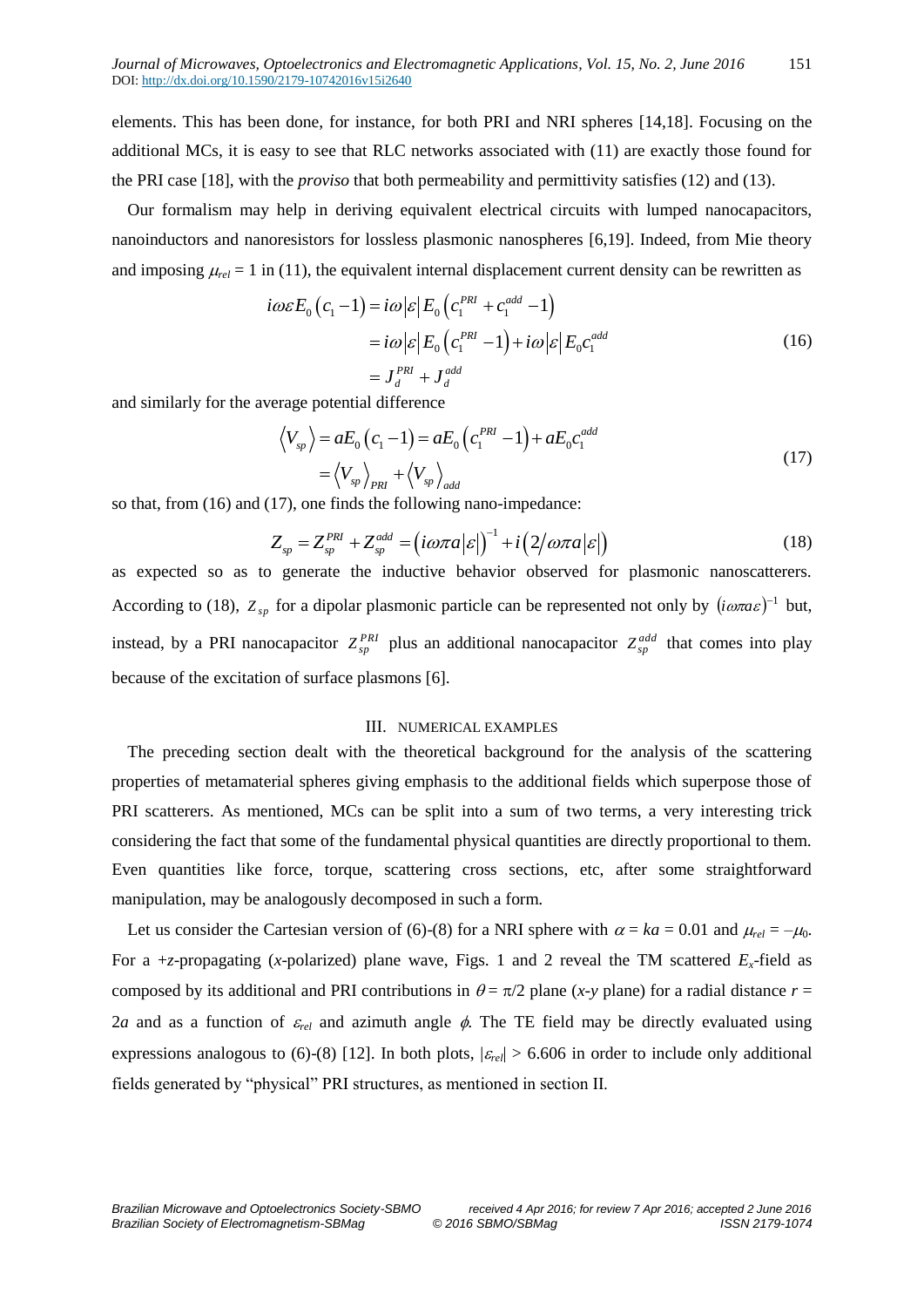elements. This has been done, for instance, for both PRI and NRI spheres [14,18]. Focusing on the additional MCs, it is easy to see that RLC networks associated with (11) are exactly those found for the PRI case [18], with the *proviso* that both permeability and permittivity satisfies (12) and (13).

Our formalism may help in deriving equivalent electrical circuits with lumped nanocapacitors, nanoinductors and nanoresistors for lossless plasmonic nanospheres [6,19]. Indeed, from Mie theory and imposing $\mu_{rel} = 1$ in (11), the equivalent internal displacement current density can be rewritten as

$$
\begin{aligned}
i\omega\varepsilon E_0\left(c_1 - 1\right) &= i\omega\left|\varepsilon\right| E_0\left(c_1^{PRI} + c_1^{add} - 1\right) \\
&= i\omega\left|\varepsilon\right| E_0\left(c_1^{PRI} - 1\right) + i\omega\left|\varepsilon\right| E_0 c_1^{add} \\
&= J_d^{PRI} + J_d^{add}
\end{aligned}
\tag{16}
$$

and similarly for the average potential difference

$$
\begin{aligned}
\left\langle V_{sp}\right\rangle &= aE_0\left(c_1 - 1\right) = aE_0\left(c_1^{PRI} - 1\right) + aE_0 c_1^{add} \\
&= \left\langle V_{sp}\right\rangle_{PRI} + \left\langle V_{sp}\right\rangle_{add}
\end{aligned}
\tag{17}
$$

so that, from (16) and (17), one finds the following nano-impedance:

$$
Z_{sp} = Z_{sp}^{PRI} + Z_{sp}^{add} = \left(i\omega\pi a\left|\varepsilon\right|\right)^{-1} + i\left(2/\omega\pi a\left|\varepsilon\right|\right)
\tag{18}
$$

as expected so as to generate the inductive behavior observed for plasmonic nanoscatterers. According to (18), $Z_{sp}$ for a dipolar plasmonic particle can be represented not only by $(i\omega\pi a\varepsilon)^{-1}$ but, instead, by a PRI nanocapacitor $Z_{sp}^{PRI}$ plus an additional nanocapacitor $Z_{sp}^{add}$ that comes into play because of the excitation of surface plasmons [6].

## III. NUMERICAL EXAMPLES

The preceding section dealt with the theoretical background for the analysis of the scattering properties of metamaterial spheres giving emphasis to the additional fields which superpose those of PRI scatterers. As mentioned, MCs can be split into a sum of two terms, a very interesting trick considering the fact that some of the fundamental physical quantities are directly proportional to them. Even quantities like force, torque, scattering cross sections, etc, after some straightforward manipulation, may be analogously decomposed in such a form.

Let us consider the Cartesian version of (6)-(8) for a NRI sphere with $\alpha = ka = 0.01$ and $\mu_{rel} = -\mu_0$. For a +*z*-propagating (*x*-polarized) plane wave, Figs. 1 and 2 reveal the TM scattered $E_x$-field as composed by its additional and PRI contributions in $\theta = \pi/2$ plane (*x*-*y* plane) for a radial distance $r = 2a$ and as a function of $\varepsilon_{rel}$ and azimuth angle $\phi$. The TE field may be directly evaluated using expressions analogous to (6)-(8) [12]. In both plots, $|\varepsilon_{rel}| > 6.606$ in order to include only additional fields generated by "physical" PRI structures, as mentioned in section II.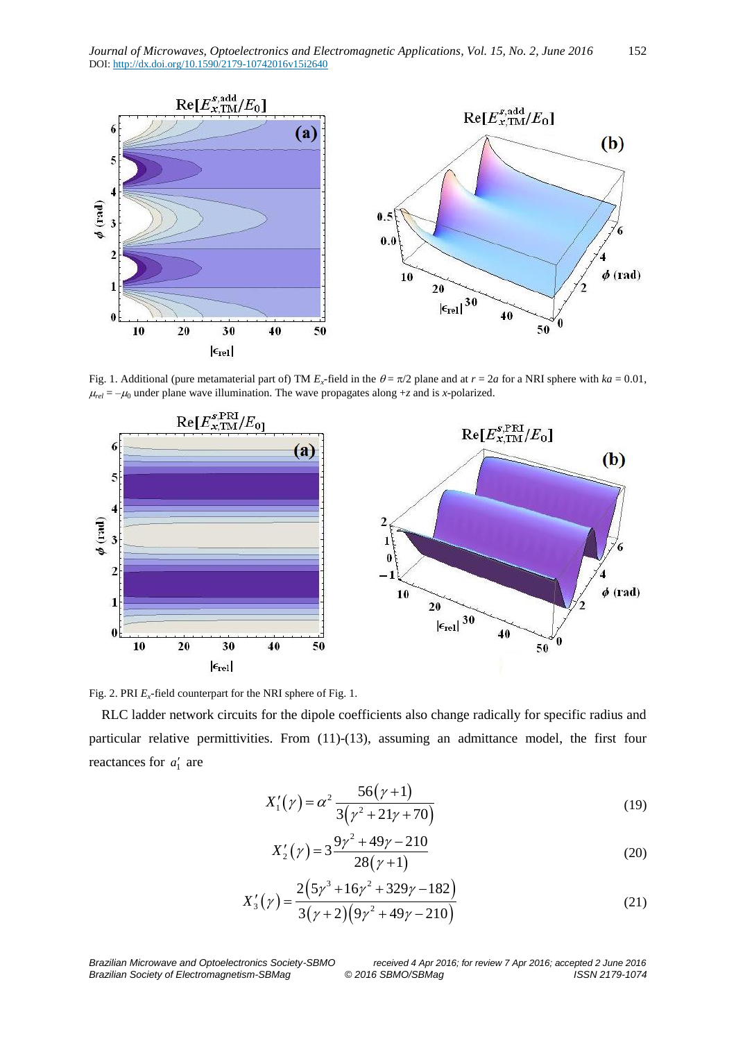Fig. 1. Additional (pure metamaterial part of) TM $E_x$-field in the $\theta = \pi/2$ plane and at $r = 2a$ for a NRI sphere with $ka = 0.01$, $\mu_{rel} = -\mu_0$ under plane wave illumination. The wave propagates along $+z$ and is $x$-polarized.

Fig. 2. PRI $E_x$-field counterpart for the NRI sphere of Fig. 1.

RLC ladder network circuits for the dipole coefficients also change radically for specific radius and particular relative permittivities. From (11)-(13), assuming an admittance model, the first four reactances for $a_1'$ are

$$X_1'(\gamma) = \alpha^2 \frac{56(\gamma+1)}{3(\gamma^2+21\gamma+70)} \tag{19}$$

$$X_2'(\gamma) = 3\frac{9\gamma^2+49\gamma-210}{28(\gamma+1)} \tag{20}$$

$$X_3'(\gamma) = \frac{2(5\gamma^3+16\gamma^2+329\gamma-182)}{3(\gamma+2)(9\gamma^2+49\gamma-210)} \tag{21}$$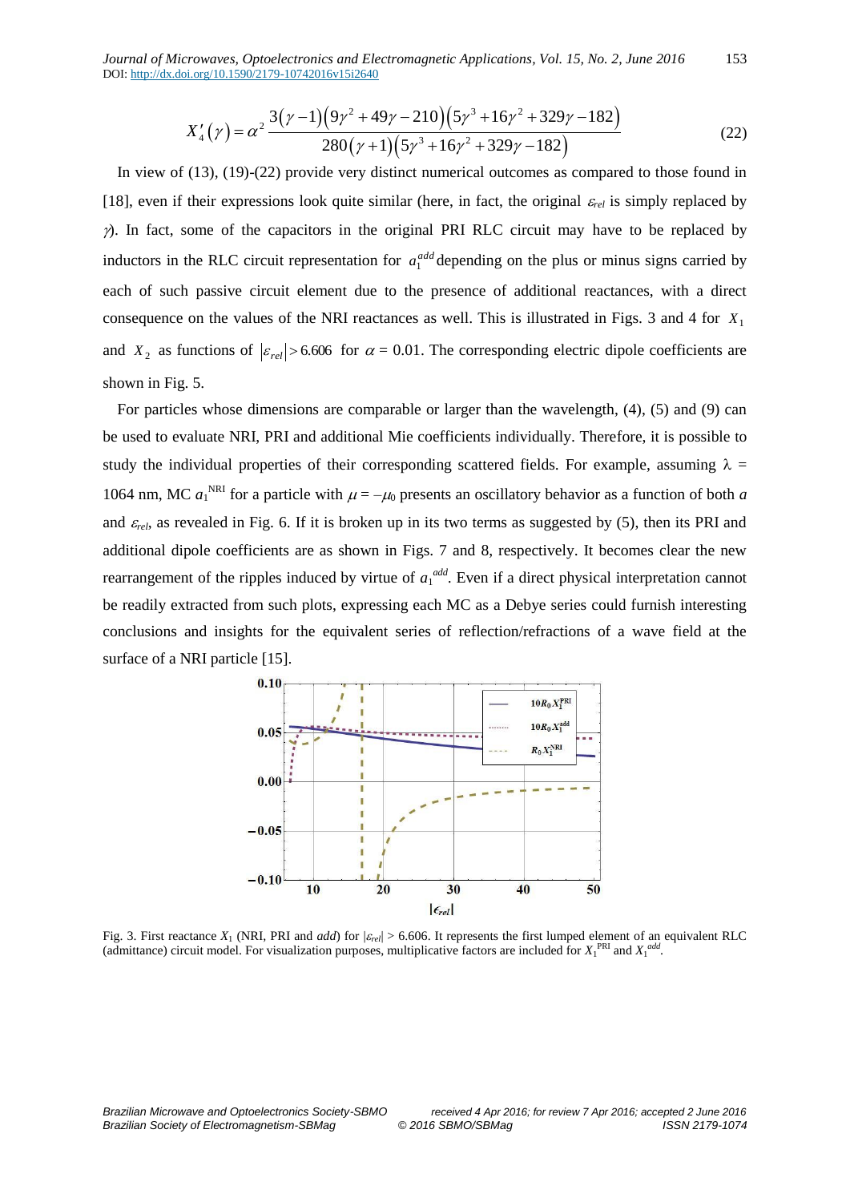$$X_4'(\gamma) = \alpha^2 \frac{3(\gamma-1)(9\gamma^2+49\gamma-210)(5\gamma^3+16\gamma^2+329\gamma-182)}{280(\gamma+1)(5\gamma^3+16\gamma^2+329\gamma-182)} \tag{22}$$

In view of (13), (19)-(22) provide very distinct numerical outcomes as compared to those found in [18], even if their expressions look quite similar (here, in fact, the original $\varepsilon_{rel}$ is simply replaced by $\gamma$). In fact, some of the capacitors in the original PRI RLC circuit may have to be replaced by inductors in the RLC circuit representation for $a_1^{add}$ depending on the plus or minus signs carried by each of such passive circuit element due to the presence of additional reactances, with a direct consequence on the values of the NRI reactances as well. This is illustrated in Figs. 3 and 4 for $X_1$ and $X_2$ as functions of $|\varepsilon_{rel}| > 6.606$ for $\alpha$ = 0.01. The corresponding electric dipole coefficients are shown in Fig. 5.

For particles whose dimensions are comparable or larger than the wavelength, (4), (5) and (9) can be used to evaluate NRI, PRI and additional Mie coefficients individually. Therefore, it is possible to study the individual properties of their corresponding scattered fields. For example, assuming $\lambda$ = 1064 nm, MC $a_1^{\mathrm{NRI}}$ for a particle with $\mu = -\mu_0$ presents an oscillatory behavior as a function of both $a$ and $\varepsilon_{rel}$, as revealed in Fig. 6. If it is broken up in its two terms as suggested by (5), then its PRI and additional dipole coefficients are as shown in Figs. 7 and 8, respectively. It becomes clear the new rearrangement of the ripples induced by virtue of $a_1^{add}$. Even if a direct physical interpretation cannot be readily extracted from such plots, expressing each MC as a Debye series could furnish interesting conclusions and insights for the equivalent series of reflection/refractions of a wave field at the surface of a NRI particle [15].

Fig. 3. First reactance $X_1$ (NRI, PRI and *add*) for $|\varepsilon_{rel}| > 6.606$. It represents the first lumped element of an equivalent RLC (admittance) circuit model. For visualization purposes, multiplicative factors are included for $X_1^{\mathrm{PRI}}$ and $X_1^{add}$.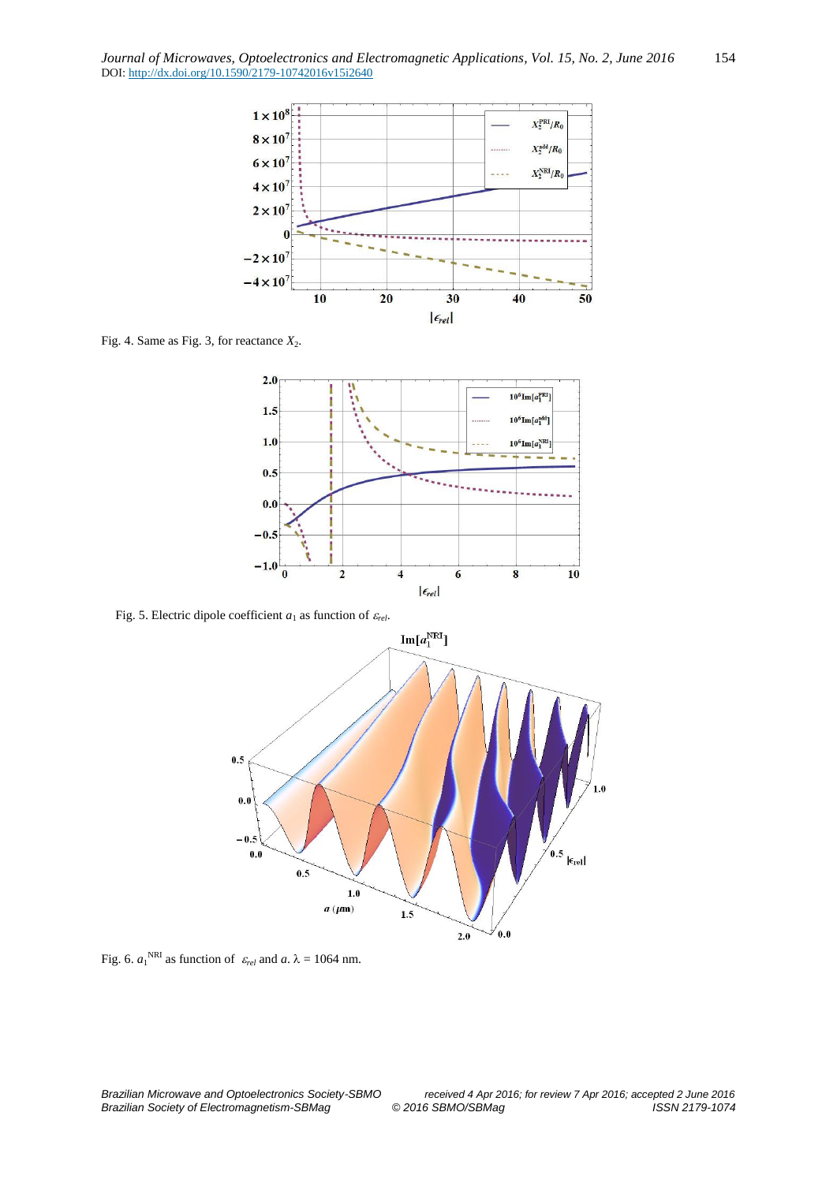Fig. 4. Same as Fig. 3, for reactance $X_2$.

Fig. 5. Electric dipole coefficient $a_1$ as function of $\varepsilon_{rel}$.

Fig. 6. $a_1^{\mathrm{NRI}}$ as function of $\varepsilon_{rel}$ and $a$. $\lambda$ = 1064 nm.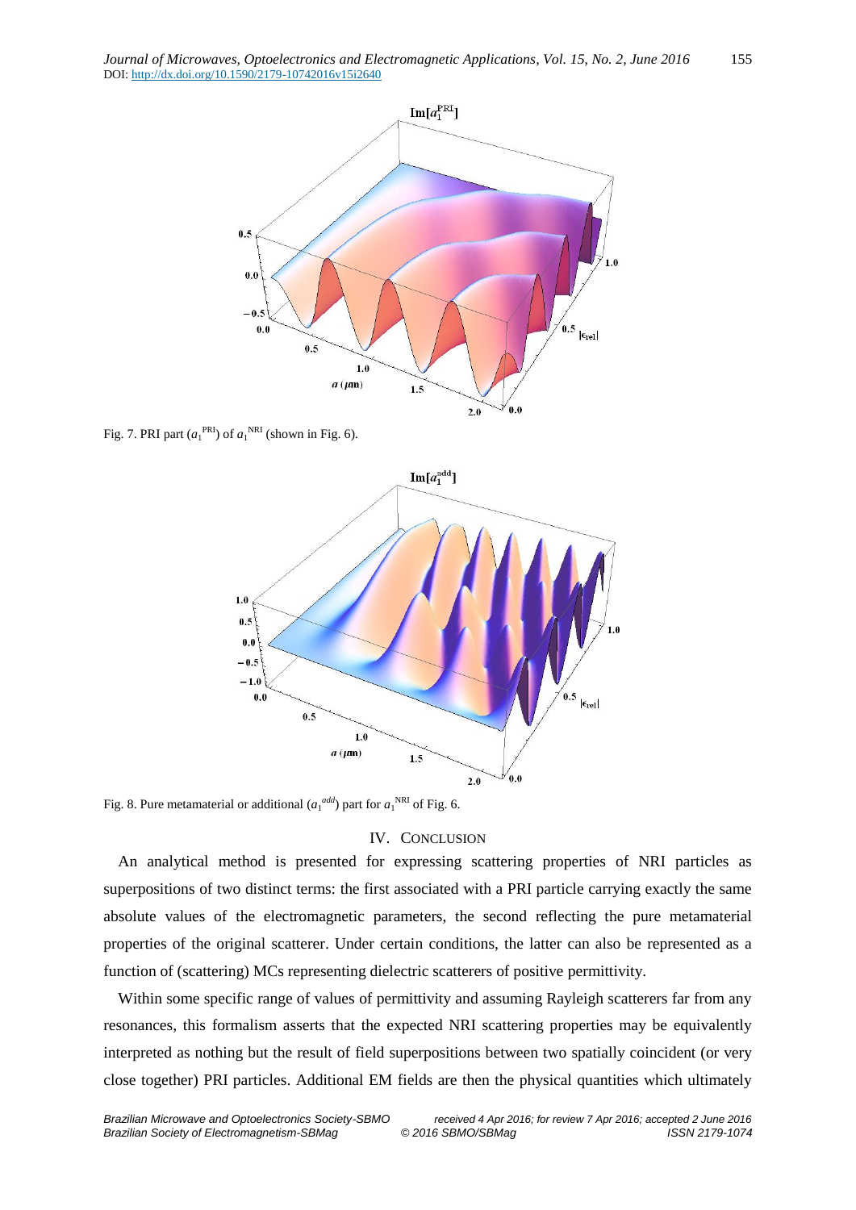Fig. 7. PRI part ($a_1^{\text{PRI}}$) of $a_1^{\text{NRI}}$ (shown in Fig. 6).

Fig. 8. Pure metamaterial or additional ($a_1^{add}$) part for $a_1^{\text{NRI}}$ of Fig. 6.

## IV. CONCLUSION

An analytical method is presented for expressing scattering properties of NRI particles as superpositions of two distinct terms: the first associated with a PRI particle carrying exactly the same absolute values of the electromagnetic parameters, the second reflecting the pure metamaterial properties of the original scatterer. Under certain conditions, the latter can also be represented as a function of (scattering) MCs representing dielectric scatterers of positive permittivity.

Within some specific range of values of permittivity and assuming Rayleigh scatterers far from any resonances, this formalism asserts that the expected NRI scattering properties may be equivalently interpreted as nothing but the result of field superpositions between two spatially coincident (or very close together) PRI particles. Additional EM fields are then the physical quantities which ultimately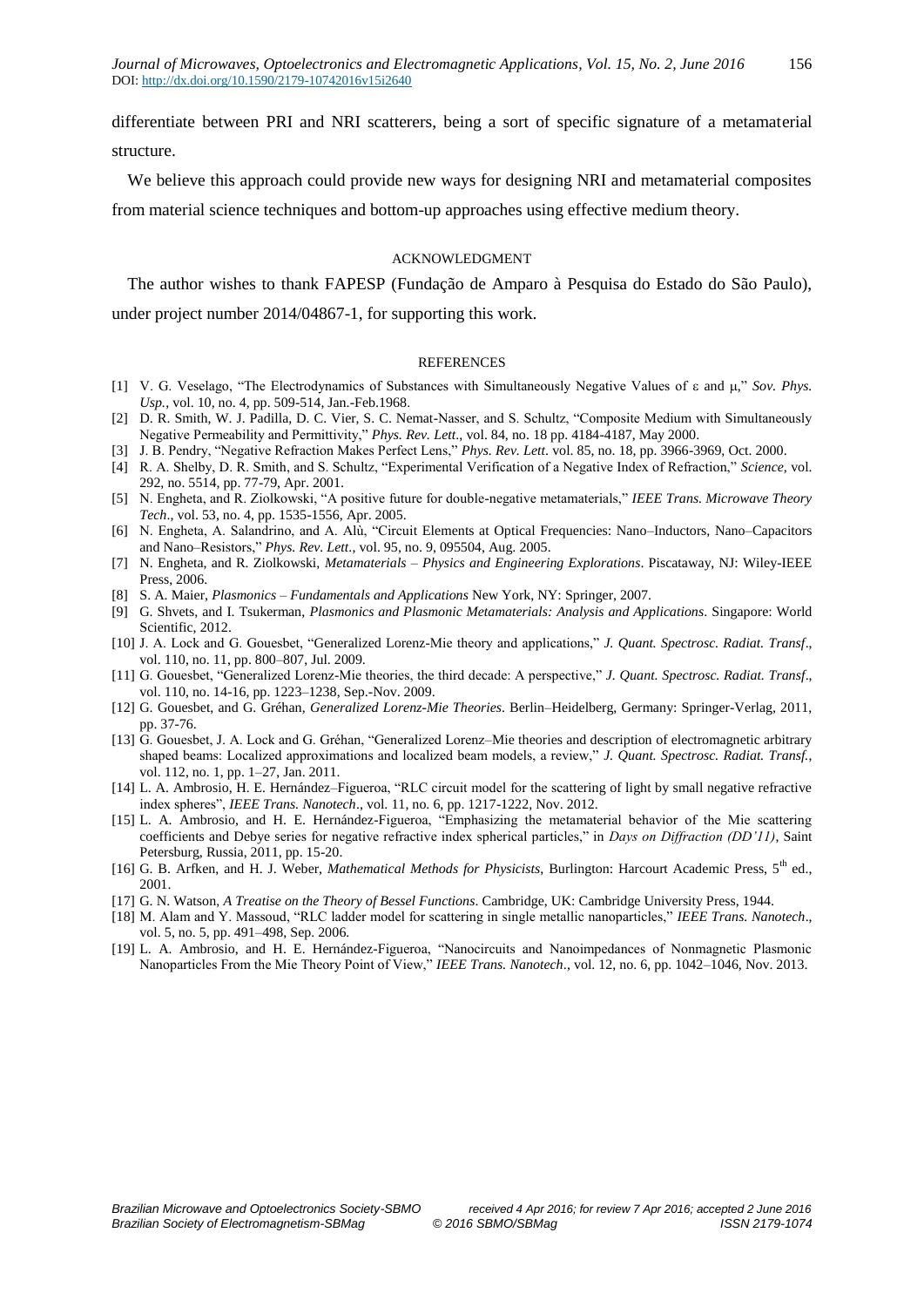differentiate between PRI and NRI scatterers, being a sort of specific signature of a metamaterial structure.

We believe this approach could provide new ways for designing NRI and metamaterial composites from material science techniques and bottom-up approaches using effective medium theory.

## ACKNOWLEDGMENT

The author wishes to thank FAPESP (Fundação de Amparo à Pesquisa do Estado do São Paulo), under project number 2014/04867-1, for supporting this work.

## REFERENCES

[1] V. G. Veselago, "The Electrodynamics of Substances with Simultaneously Negative Values of ε and μ," *Sov. Phys. Usp.*, vol. 10, no. 4, pp. 509-514, Jan.-Feb.1968.

[2] D. R. Smith, W. J. Padilla, D. C. Vier, S. C. Nemat-Nasser, and S. Schultz, "Composite Medium with Simultaneously Negative Permeability and Permittivity," *Phys. Rev. Lett.*, vol. 84, no. 18 pp. 4184-4187, May 2000.

[3] J. B. Pendry, "Negative Refraction Makes Perfect Lens," *Phys. Rev. Lett*. vol. 85, no. 18, pp. 3966-3969, Oct. 2000.

[4] R. A. Shelby, D. R. Smith, and S. Schultz, "Experimental Verification of a Negative Index of Refraction," *Science*, vol. 292, no. 5514, pp. 77-79, Apr. 2001.

[5] N. Engheta, and R. Ziolkowski, "A positive future for double-negative metamaterials," *IEEE Trans. Microwave Theory Tech*., vol. 53, no. 4, pp. 1535-1556, Apr. 2005.

[6] N. Engheta, A. Salandrino, and A. Alù, "Circuit Elements at Optical Frequencies: Nano–Inductors, Nano–Capacitors and Nano–Resistors," *Phys. Rev. Lett*., vol. 95, no. 9, 095504, Aug. 2005.

[7] N. Engheta, and R. Ziolkowski, *Metamaterials – Physics and Engineering Explorations*. Piscataway, NJ: Wiley-IEEE Press, 2006.

[8] S. A. Maier, *Plasmonics – Fundamentals and Applications* New York, NY: Springer, 2007.

[9] G. Shvets, and I. Tsukerman, *Plasmonics and Plasmonic Metamaterials: Analysis and Applications*. Singapore: World Scientific, 2012.

[10] J. A. Lock and G. Gouesbet, "Generalized Lorenz-Mie theory and applications," *J. Quant. Spectrosc. Radiat. Transf*., vol. 110, no. 11, pp. 800–807, Jul. 2009.

[11] G. Gouesbet, "Generalized Lorenz-Mie theories, the third decade: A perspective," *J. Quant. Spectrosc. Radiat. Transf*., vol. 110, no. 14-16, pp. 1223–1238, Sep.-Nov. 2009.

[12] G. Gouesbet, and G. Gréhan, *Generalized Lorenz-Mie Theories*. Berlin–Heidelberg, Germany: Springer-Verlag, 2011, pp. 37-76.

[13] G. Gouesbet, J. A. Lock and G. Gréhan, "Generalized Lorenz–Mie theories and description of electromagnetic arbitrary shaped beams: Localized approximations and localized beam models, a review," *J. Quant. Spectrosc. Radiat. Transf.*, vol. 112, no. 1, pp. 1–27, Jan. 2011.

[14] L. A. Ambrosio, H. E. Hernández–Figueroa, "RLC circuit model for the scattering of light by small negative refractive index spheres", *IEEE Trans. Nanotech*., vol. 11, no. 6, pp. 1217-1222, Nov. 2012.

[15] L. A. Ambrosio, and H. E. Hernández-Figueroa, "Emphasizing the metamaterial behavior of the Mie scattering coefficients and Debye series for negative refractive index spherical particles," in *Days on Diffraction (DD'11)*, Saint Petersburg, Russia, 2011, pp. 15-20.

[16] G. B. Arfken, and H. J. Weber, *Mathematical Methods for Physicists*, Burlington: Harcourt Academic Press, 5th ed., 2001.

[17] G. N. Watson, *A Treatise on the Theory of Bessel Functions*. Cambridge, UK: Cambridge University Press, 1944.

[18] M. Alam and Y. Massoud, "RLC ladder model for scattering in single metallic nanoparticles," *IEEE Trans. Nanotech*., vol. 5, no. 5, pp. 491–498, Sep. 2006.

[19] L. A. Ambrosio, and H. E. Hernández-Figueroa, "Nanocircuits and Nanoimpedances of Nonmagnetic Plasmonic Nanoparticles From the Mie Theory Point of View," *IEEE Trans. Nanotech*., vol. 12, no. 6, pp. 1042–1046, Nov. 2013.